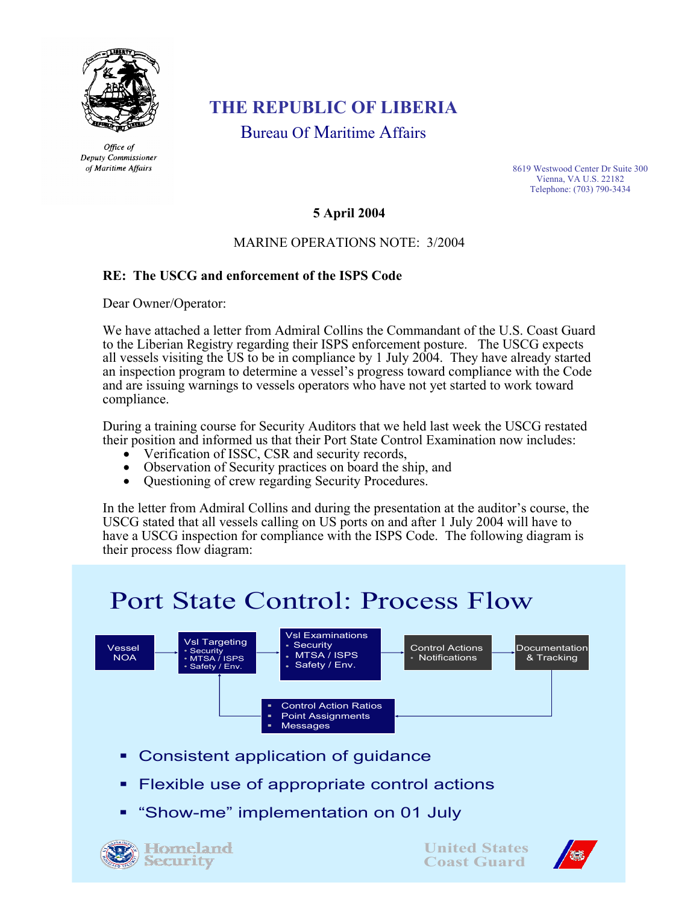Office of
Deputy Commissioner
of Maritime Affairs

# THE REPUBLIC OF LIBERIA

## Bureau Of Maritime Affairs

8619 Westwood Center Dr Suite 300
Vienna, VA U.S. 22182
Telephone: (703) 790-3434

**5 April 2004**

MARINE OPERATIONS NOTE: 3/2004

**RE: The USCG and enforcement of the ISPS Code**

Dear Owner/Operator:

We have attached a letter from Admiral Collins the Commandant of the U.S. Coast Guard to the Liberian Registry regarding their ISPS enforcement posture. The USCG expects all vessels visiting the US to be in compliance by 1 July 2004. They have already started an inspection program to determine a vessel's progress toward compliance with the Code and are issuing warnings to vessels operators who have not yet started to work toward compliance.

During a training course for Security Auditors that we held last week the USCG restated their position and informed us that their Port State Control Examination now includes:

- Verification of ISSC, CSR and security records,
- Observation of Security practices on board the ship, and
- Questioning of crew regarding Security Procedures.

In the letter from Admiral Collins and during the presentation at the auditor's course, the USCG stated that all vessels calling on US ports on and after 1 July 2004 will have to have a USCG inspection for compliance with the ISPS Code. The following diagram is their process flow diagram:

### Port State Control: Process Flow

Vessel NOA → Vsl Targeting (Security; MTSA / ISPS; Safety / Env.) → Vsl Examinations (Security; MTSA / ISPS; Safety / Env.) → Control Actions (Notifications) → Documentation & Tracking → (Control Action Ratios; Point Assignments; Messages) → back to Vsl Targeting

- Consistent application of guidance
- Flexible use of appropriate control actions
- "Show-me" implementation on 01 July

Homeland Security — United States Coast Guard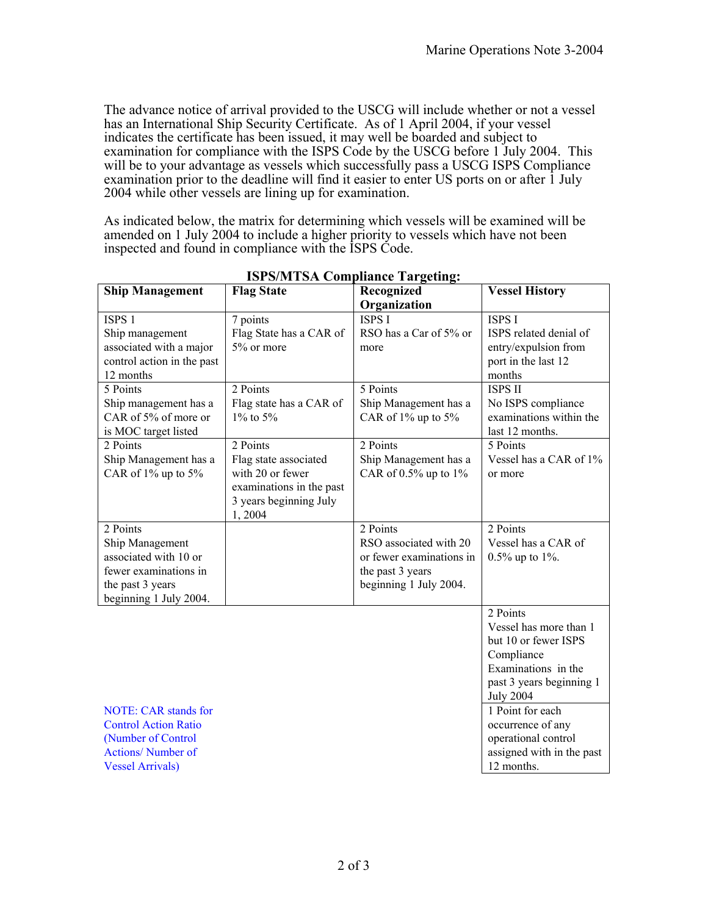The advance notice of arrival provided to the USCG will include whether or not a vessel has an International Ship Security Certificate. As of 1 April 2004, if your vessel indicates the certificate has been issued, it may well be boarded and subject to examination for compliance with the ISPS Code by the USCG before 1 July 2004. This will be to your advantage as vessels which successfully pass a USCG ISPS Compliance examination prior to the deadline will find it easier to enter US ports on or after 1 July 2004 while other vessels are lining up for examination.

As indicated below, the matrix for determining which vessels will be examined will be amended on 1 July 2004 to include a higher priority to vessels which have not been inspected and found in compliance with the ISPS Code.

**ISPS/MTSA Compliance Targeting:**

| Ship Management | Flag State | Recognized Organization | Vessel History |
|---|---|---|---|
| ISPS 1<br>Ship management associated with a major control action in the past 12 months | 7 points<br>Flag State has a CAR of 5% or more | ISPS I<br>RSO has a Car of 5% or more | ISPS I<br>ISPS related denial of entry/expulsion from port in the last 12 months |
| 5 Points<br>Ship management has a CAR of 5% of more or is MOC target listed | 2 Points<br>Flag state has a CAR of 1% to 5% | 5 Points<br>Ship Management has a CAR of 1% up to 5% | ISPS II<br>No ISPS compliance examinations within the last 12 months. |
| 2 Points<br>Ship Management has a CAR of 1% up to 5% | 2 Points<br>Flag state associated with 20 or fewer examinations in the past 3 years beginning July 1, 2004 | 2 Points<br>Ship Management has a CAR of 0.5% up to 1% | 5 Points<br>Vessel has a CAR of 1% or more |
| 2 Points<br>Ship Management associated with 10 or fewer examinations in the past 3 years beginning 1 July 2004. | | 2 Points<br>RSO associated with 20 or fewer examinations in the past 3 years beginning 1 July 2004. | 2 Points<br>Vessel has a CAR of 0.5% up to 1%. |
| | | | 2 Points<br>Vessel has more than 1 but 10 or fewer ISPS Compliance Examinations in the past 3 years beginning 1 July 2004 |
| | | | 1 Point for each occurrence of any operational control assigned with in the past 12 months. |

NOTE: CAR stands for Control Action Ratio (Number of Control Actions/ Number of Vessel Arrivals)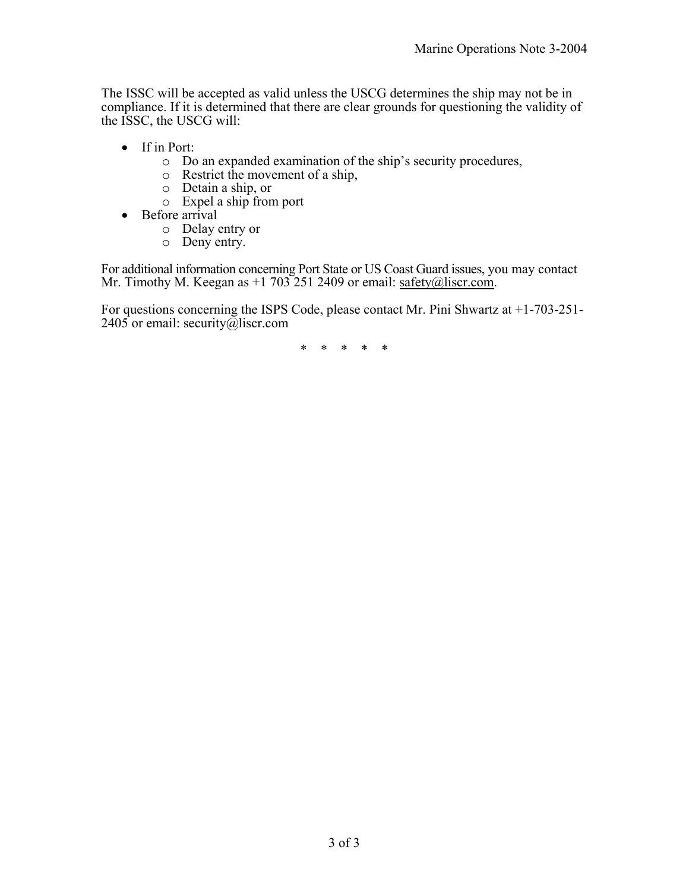The ISSC will be accepted as valid unless the USCG determines the ship may not be in compliance. If it is determined that there are clear grounds for questioning the validity of the ISSC, the USCG will:

- If in Port:
    - Do an expanded examination of the ship's security procedures,
    - Restrict the movement of a ship,
    - Detain a ship, or
    - Expel a ship from port
- Before arrival
    - Delay entry or
    - Deny entry.

For additional information concerning Port State or US Coast Guard issues, you may contact Mr. Timothy M. Keegan as +1 703 251 2409 or email: safety@liscr.com.

For questions concerning the ISPS Code, please contact Mr. Pini Shwartz at +1-703-251-2405 or email: security@liscr.com

\* \* \* \* \*